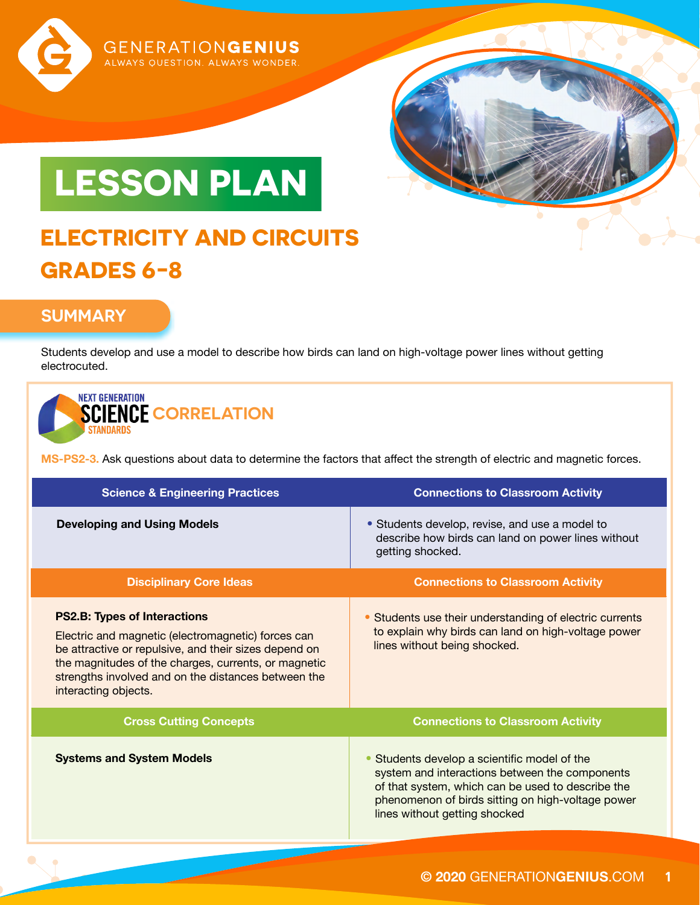# LESSON PLAN

## ELECTRICITY AND CIRCUITS
## GRADES 6-8

### SUMMARY

Students develop and use a model to describe how birds can land on high-voltage power lines without getting electrocuted.

### NEXT GENERATION SCIENCE STANDARDS CORRELATION

**MS-PS2-3.** Ask questions about data to determine the factors that affect the strength of electric and magnetic forces.

| Science & Engineering Practices | Connections to Classroom Activity |
|---|---|
| **Developing and Using Models** | • Students develop, revise, and use a model to describe how birds can land on power lines without getting shocked. |
| **Disciplinary Core Ideas** | **Connections to Classroom Activity** |
| **PS2.B: Types of Interactions** Electric and magnetic (electromagnetic) forces can be attractive or repulsive, and their sizes depend on the magnitudes of the charges, currents, or magnetic strengths involved and on the distances between the interacting objects. | • Students use their understanding of electric currents to explain why birds can land on high-voltage power lines without being shocked. |
| **Cross Cutting Concepts** | **Connections to Classroom Activity** |
| **Systems and System Models** | • Students develop a scientific model of the system and interactions between the components of that system, which can be used to describe the phenomenon of birds sitting on high-voltage power lines without getting shocked |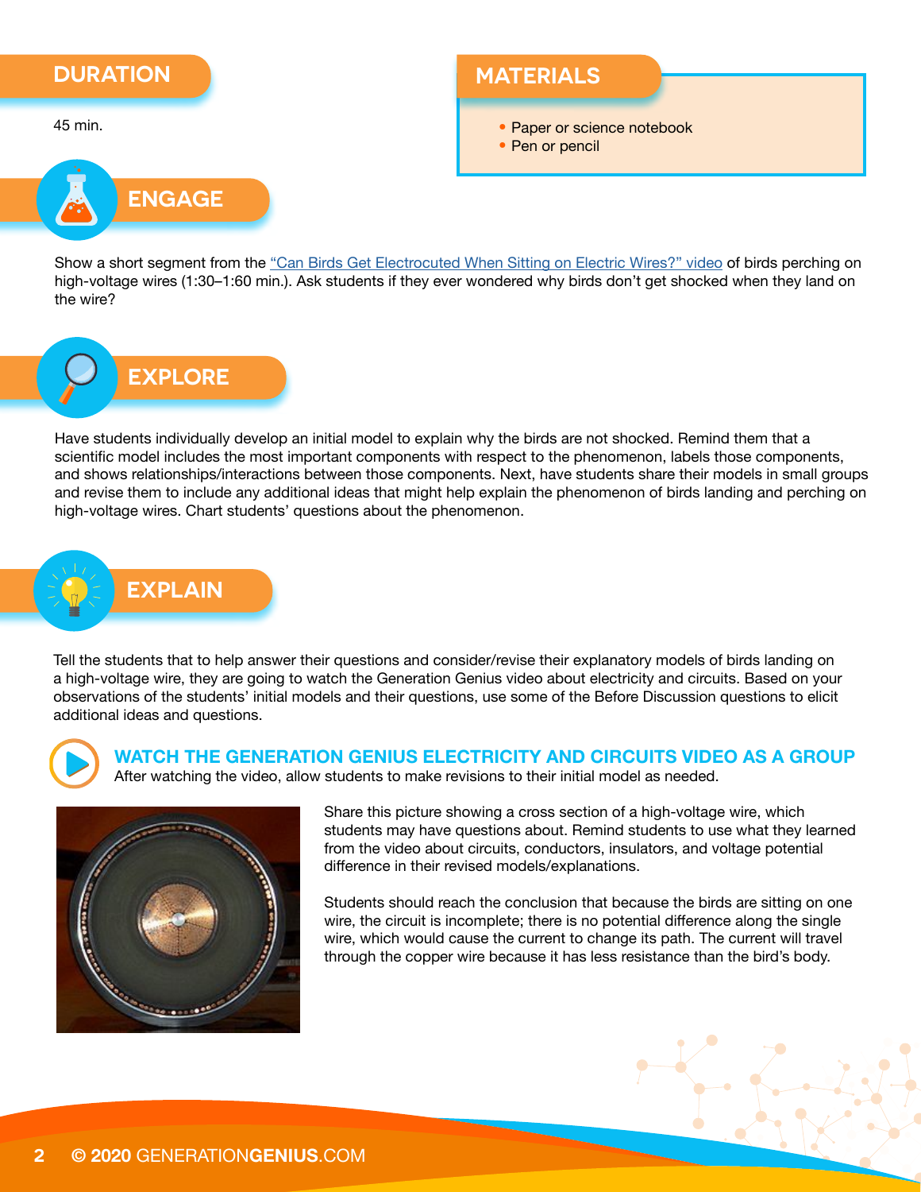## DURATION

45 min.

## MATERIALS

- Paper or science notebook
- Pen or pencil

## ENGAGE

Show a short segment from the "Can Birds Get Electrocuted When Sitting on Electric Wires?" video of birds perching on high-voltage wires (1:30–1:60 min.). Ask students if they ever wondered why birds don't get shocked when they land on the wire?

## EXPLORE

Have students individually develop an initial model to explain why the birds are not shocked. Remind them that a scientific model includes the most important components with respect to the phenomenon, labels those components, and shows relationships/interactions between those components. Next, have students share their models in small groups and revise them to include any additional ideas that might help explain the phenomenon of birds landing and perching on high-voltage wires. Chart students' questions about the phenomenon.

## EXPLAIN

Tell the students that to help answer their questions and consider/revise their explanatory models of birds landing on a high-voltage wire, they are going to watch the Generation Genius video about electricity and circuits. Based on your observations of the students' initial models and their questions, use some of the Before Discussion questions to elicit additional ideas and questions.

### WATCH THE GENERATION GENIUS ELECTRICITY AND CIRCUITS VIDEO AS A GROUP

After watching the video, allow students to make revisions to their initial model as needed.

Share this picture showing a cross section of a high-voltage wire, which students may have questions about. Remind students to use what they learned from the video about circuits, conductors, insulators, and voltage potential difference in their revised models/explanations.

Students should reach the conclusion that because the birds are sitting on one wire, the circuit is incomplete; there is no potential difference along the single wire, which would cause the current to change its path. The current will travel through the copper wire because it has less resistance than the bird's body.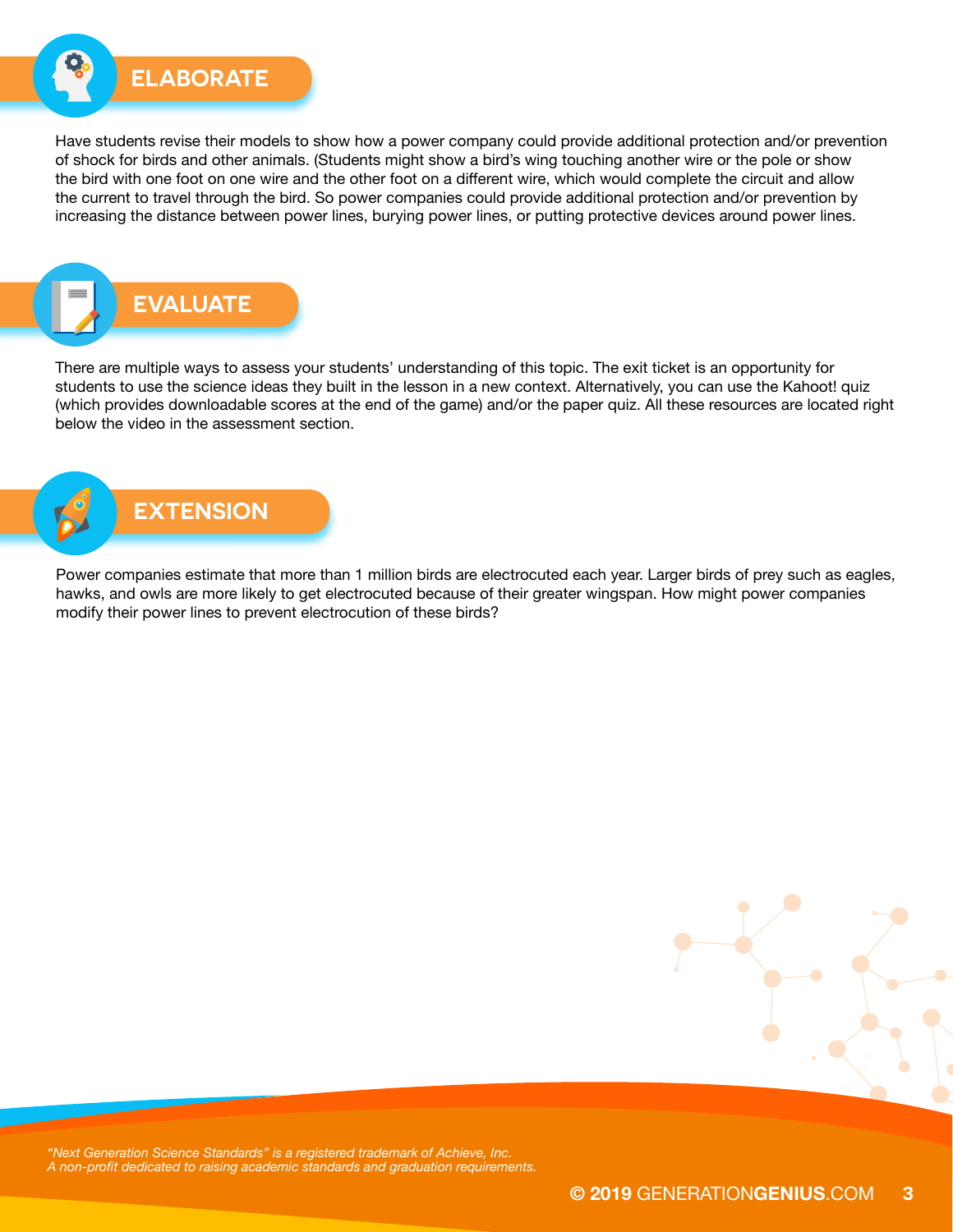## ELABORATE

Have students revise their models to show how a power company could provide additional protection and/or prevention of shock for birds and other animals. (Students might show a bird's wing touching another wire or the pole or show the bird with one foot on one wire and the other foot on a different wire, which would complete the circuit and allow the current to travel through the bird. So power companies could provide additional protection and/or prevention by increasing the distance between power lines, burying power lines, or putting protective devices around power lines.

## EVALUATE

There are multiple ways to assess your students' understanding of this topic. The exit ticket is an opportunity for students to use the science ideas they built in the lesson in a new context. Alternatively, you can use the Kahoot! quiz (which provides downloadable scores at the end of the game) and/or the paper quiz. All these resources are located right below the video in the assessment section.

## EXTENSION

Power companies estimate that more than 1 million birds are electrocuted each year. Larger birds of prey such as eagles, hawks, and owls are more likely to get electrocuted because of their greater wingspan. How might power companies modify their power lines to prevent electrocution of these birds?

*"Next Generation Science Standards" is a registered trademark of Achieve, Inc.*
*A non-profit dedicated to raising academic standards and graduation requirements.*

**© 2019** GENERATION**GENIUS**.COM